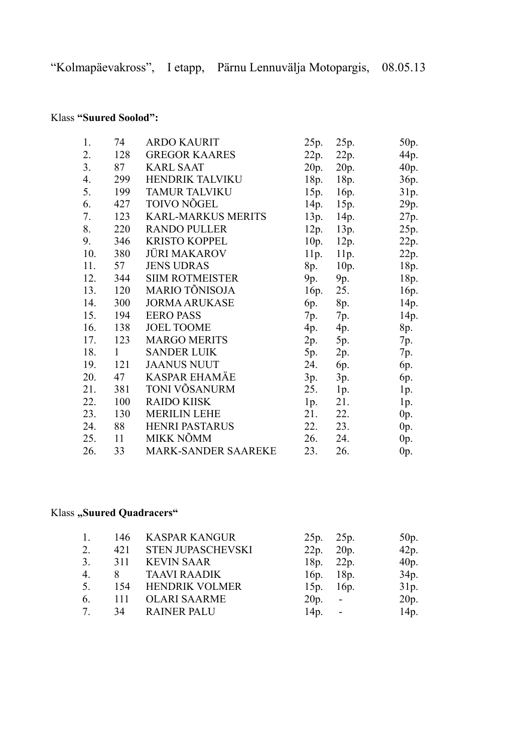“Kolmapäevakross”, I etapp, Pärnu Lennuvälja Motopargis, 08.05.13

Klass **“Suured Soolod”:**

| | | | | | |
|---|---|---|---|---|---|
| 1. | 74 | ARDO KAURIT | 25p. | 25p. | 50p. |
| 2. | 128 | GREGOR KAARES | 22p. | 22p. | 44p. |
| 3. | 87 | KARL SAAT | 20p. | 20p. | 40p. |
| 4. | 299 | HENDRIK TALVIKU | 18p. | 18p. | 36p. |
| 5. | 199 | TAMUR TALVIKU | 15p. | 16p. | 31p. |
| 6. | 427 | TOIVO NÕGEL | 14p. | 15p. | 29p. |
| 7. | 123 | KARL-MARKUS MERITS | 13p. | 14p. | 27p. |
| 8. | 220 | RANDO PULLER | 12p. | 13p. | 25p. |
| 9. | 346 | KRISTO KOPPEL | 10p. | 12p. | 22p. |
| 10. | 380 | JÜRI MAKAROV | 11p. | 11p. | 22p. |
| 11. | 57 | JENS UDRAS | 8p. | 10p. | 18p. |
| 12. | 344 | SIIM ROTMEISTER | 9p. | 9p. | 18p. |
| 13. | 120 | MARIO TÕNISOJA | 16p. | 25. | 16p. |
| 14. | 300 | JORMA ARUKASE | 6p. | 8p. | 14p. |
| 15. | 194 | EERO PASS | 7p. | 7p. | 14p. |
| 16. | 138 | JOEL TOOME | 4p. | 4p. | 8p. |
| 17. | 123 | MARGO MERITS | 2p. | 5p. | 7p. |
| 18. | 1 | SANDER LUIK | 5p. | 2p. | 7p. |
| 19. | 121 | JAANUS NUUT | 24. | 6p. | 6p. |
| 20. | 47 | KASPAR EHAMÄE | 3p. | 3p. | 6p. |
| 21. | 381 | TONI VÕSANURM | 25. | 1p. | 1p. |
| 22. | 100 | RAIDO KIISK | 1p. | 21. | 1p. |
| 23. | 130 | MERILIN LEHE | 21. | 22. | 0p. |
| 24. | 88 | HENRI PASTARUS | 22. | 23. | 0p. |
| 25. | 11 | MIKK NÕMM | 26. | 24. | 0p. |
| 26. | 33 | MARK-SANDER SAAREKE | 23. | 26. | 0p. |

Klass **„Suured Quadracers“**

| | | | | | |
|---|---|---|---|---|---|
| 1. | 146 | KASPAR KANGUR | 25p. | 25p. | 50p. |
| 2. | 421 | STEN JUPASCHEVSKI | 22p. | 20p. | 42p. |
| 3. | 311 | KEVIN SAAR | 18p. | 22p. | 40p. |
| 4. | 8 | TAAVI RAADIK | 16p. | 18p. | 34p. |
| 5. | 154 | HENDRIK VOLMER | 15p. | 16p. | 31p. |
| 6. | 111 | OLARI SAARME | 20p. | - | 20p. |
| 7. | 34 | RAINER PALU | 14p. | - | 14p. |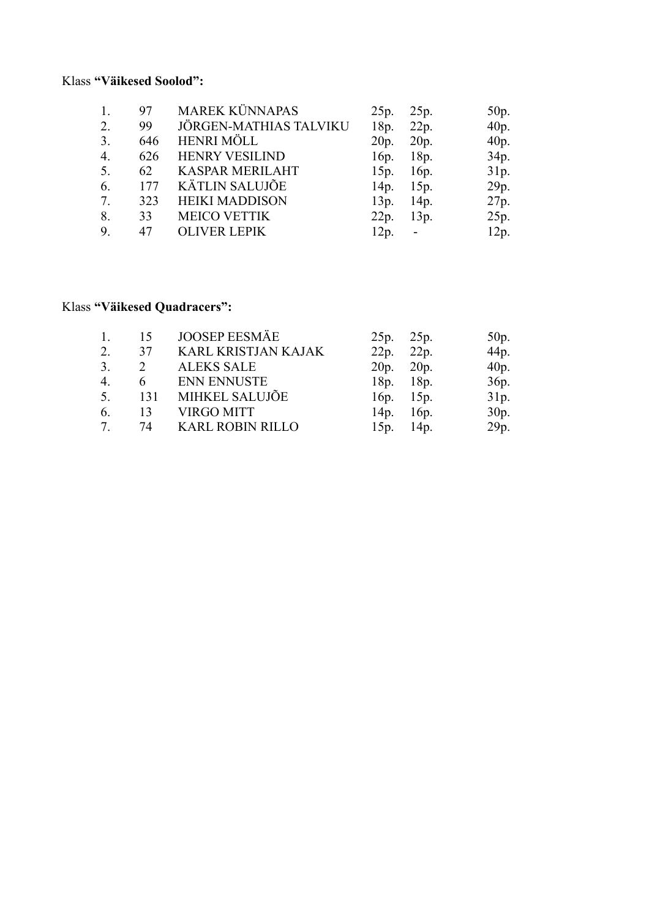Klass **"Väikesed Soolod":**

| | | | | | |
|---|---|---|---|---|---|
| 1. | 97 | MAREK KÜNNAPAS | 25p. | 25p. | 50p. |
| 2. | 99 | JÖRGEN-MATHIAS TALVIKU | 18p. | 22p. | 40p. |
| 3. | 646 | HENRI MÖLL | 20p. | 20p. | 40p. |
| 4. | 626 | HENRY VESILIND | 16p. | 18p. | 34p. |
| 5. | 62 | KASPAR MERILAHT | 15p. | 16p. | 31p. |
| 6. | 177 | KÄTLIN SALUJÕE | 14p. | 15p. | 29p. |
| 7. | 323 | HEIKI MADDISON | 13p. | 14p. | 27p. |
| 8. | 33 | MEICO VETTIK | 22p. | 13p. | 25p. |
| 9. | 47 | OLIVER LEPIK | 12p. | - | 12p. |

Klass **"Väikesed Quadracers":**

| | | | | | |
|---|---|---|---|---|---|
| 1. | 15 | JOOSEP EESMÄE | 25p. | 25p. | 50p. |
| 2. | 37 | KARL KRISTJAN KAJAK | 22p. | 22p. | 44p. |
| 3. | 2 | ALEKS SALE | 20p. | 20p. | 40p. |
| 4. | 6 | ENN ENNUSTE | 18p. | 18p. | 36p. |
| 5. | 131 | MIHKEL SALUJÕE | 16p. | 15p. | 31p. |
| 6. | 13 | VIRGO MITT | 14p. | 16p. | 30p. |
| 7. | 74 | KARL ROBIN RILLO | 15p. | 14p. | 29p. |